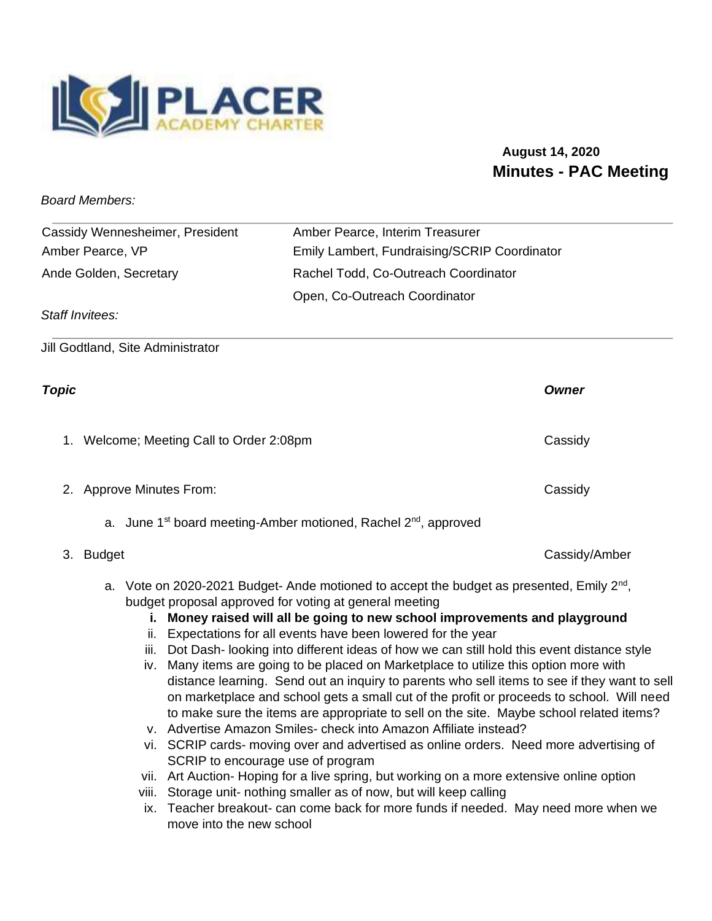PLACER ACADEMY CHARTER

**August 14, 2020**

# Minutes - PAC Meeting

*Board Members:*

| | |
|---|---|
| Cassidy Wennesheimer, President | Amber Pearce, Interim Treasurer |
| Amber Pearce, VP | Emily Lambert, Fundraising/SCRIP Coordinator |
| Ande Golden, Secretary | Rachel Todd, Co-Outreach Coordinator |
| | Open, Co-Outreach Coordinator |

*Staff Invitees:*

Jill Godtland, Site Administrator

| ***Topic*** | ***Owner*** |
|---|---|
| 1. Welcome; Meeting Call to Order 2:08pm | Cassidy |
| 2. Approve Minutes From: | Cassidy |
| 3. Budget | Cassidy/Amber |

1. Welcome; Meeting Call to Order 2:08pm — Cassidy

2. Approve Minutes From: — Cassidy

   a. June 1st board meeting-Amber motioned, Rachel 2nd, approved

3. Budget — Cassidy/Amber

   a. Vote on 2020-2021 Budget- Ande motioned to accept the budget as presented, Emily 2nd, budget proposal approved for voting at general meeting

      i. **Money raised will all be going to new school improvements and playground**

      ii. Expectations for all events have been lowered for the year

      iii. Dot Dash- looking into different ideas of how we can still hold this event distance style

      iv. Many items are going to be placed on Marketplace to utilize this option more with distance learning. Send out an inquiry to parents who sell items to see if they want to sell on marketplace and school gets a small cut of the profit or proceeds to school. Will need to make sure the items are appropriate to sell on the site. Maybe school related items?

      v. Advertise Amazon Smiles- check into Amazon Affiliate instead?

      vi. SCRIP cards- moving over and advertised as online orders. Need more advertising of SCRIP to encourage use of program

      vii. Art Auction- Hoping for a live spring, but working on a more extensive online option

      viii. Storage unit- nothing smaller as of now, but will keep calling

      ix. Teacher breakout- can come back for more funds if needed. May need more when we move into the new school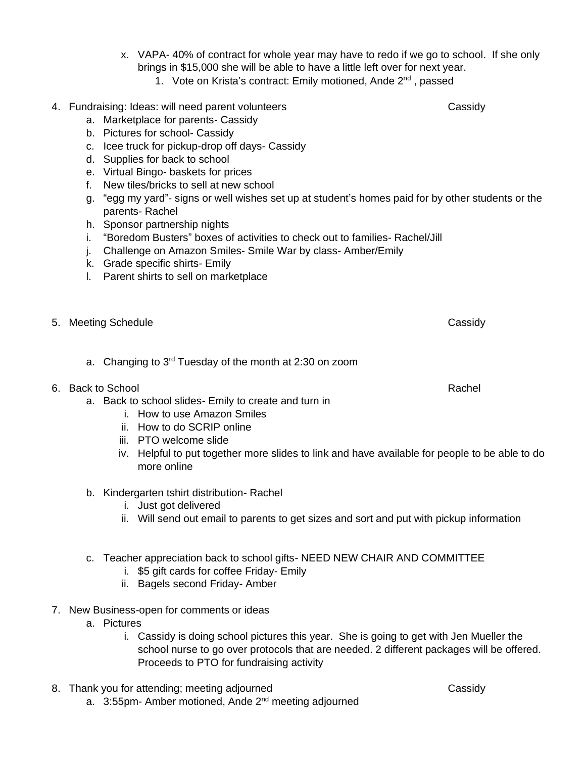x. VAPA- 40% of contract for whole year may have to redo if we go to school. If she only brings in $15,000 she will be able to have a little left over for next year.
      1. Vote on Krista's contract: Emily motioned, Ande 2nd, passed

4. Fundraising: Ideas: will need parent volunteers — Cassidy
   a. Marketplace for parents- Cassidy
   b. Pictures for school- Cassidy
   c. Icee truck for pickup-drop off days- Cassidy
   d. Supplies for back to school
   e. Virtual Bingo- baskets for prices
   f. New tiles/bricks to sell at new school
   g. "egg my yard"- signs or well wishes set up at student's homes paid for by other students or the parents- Rachel
   h. Sponsor partnership nights
   i. "Boredom Busters" boxes of activities to check out to families- Rachel/Jill
   j. Challenge on Amazon Smiles- Smile War by class- Amber/Emily
   k. Grade specific shirts- Emily
   l. Parent shirts to sell on marketplace

5. Meeting Schedule — Cassidy
   a. Changing to 3rd Tuesday of the month at 2:30 on zoom

6. Back to School — Rachel
   a. Back to school slides- Emily to create and turn in
      i. How to use Amazon Smiles
      ii. How to do SCRIP online
      iii. PTO welcome slide
      iv. Helpful to put together more slides to link and have available for people to be able to do more online
   b. Kindergarten tshirt distribution- Rachel
      i. Just got delivered
      ii. Will send out email to parents to get sizes and sort and put with pickup information
   c. Teacher appreciation back to school gifts- NEED NEW CHAIR AND COMMITTEE
      i. $5 gift cards for coffee Friday- Emily
      ii. Bagels second Friday- Amber

7. New Business-open for comments or ideas
   a. Pictures
      i. Cassidy is doing school pictures this year. She is going to get with Jen Mueller the school nurse to go over protocols that are needed. 2 different packages will be offered. Proceeds to PTO for fundraising activity

8. Thank you for attending; meeting adjourned — Cassidy
   a. 3:55pm- Amber motioned, Ande 2nd meeting adjourned